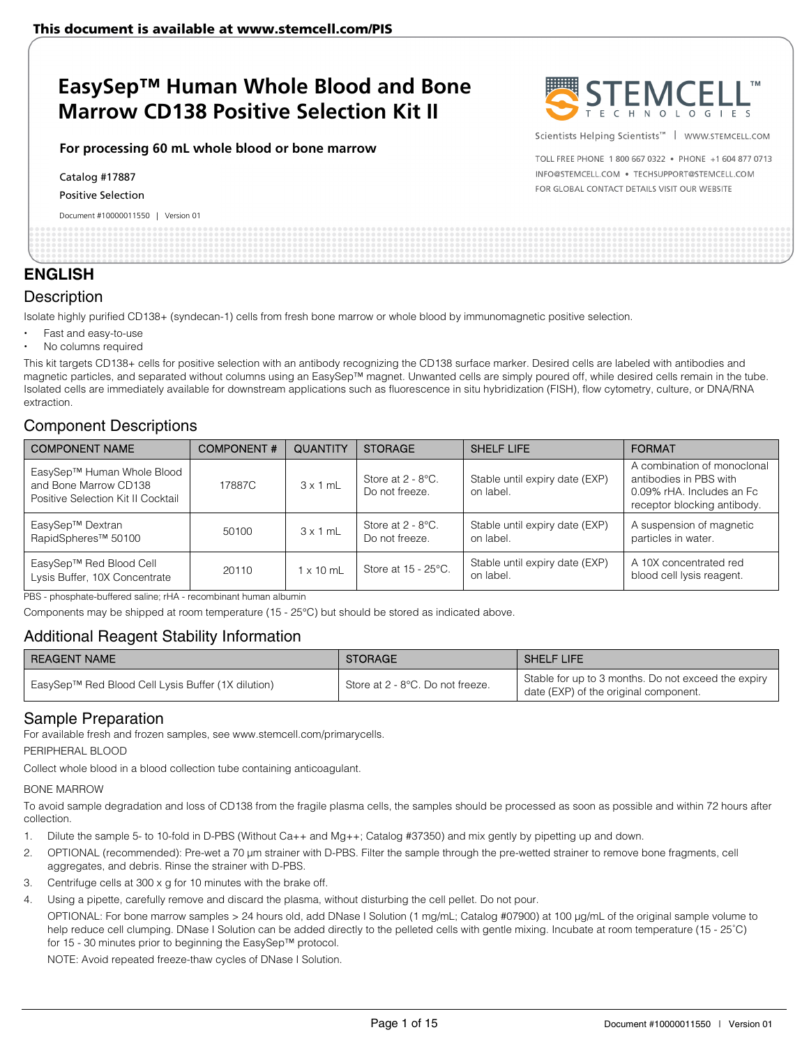This document is available at www.stemcell.com/PIS

# EasySep™ Human Whole Blood and Bone Marrow CD138 Positive Selection Kit II

**For processing 60 mL whole blood or bone marrow**

Catalog #17887

Positive Selection

Document #10000011550 | Version 01

STEMCELL TECHNOLOGIES

Scientists Helping Scientists™ | WWW.STEMCELL.COM

TOLL FREE PHONE 1 800 667 0322 • PHONE +1 604 877 0713
INFO@STEMCELL.COM • TECHSUPPORT@STEMCELL.COM
FOR GLOBAL CONTACT DETAILS VISIT OUR WEBSITE

## ENGLISH

### Description

Isolate highly purified CD138+ (syndecan-1) cells from fresh bone marrow or whole blood by immunomagnetic positive selection.

- Fast and easy-to-use
- No columns required

This kit targets CD138+ cells for positive selection with an antibody recognizing the CD138 surface marker. Desired cells are labeled with antibodies and magnetic particles, and separated without columns using an EasySep™ magnet. Unwanted cells are simply poured off, while desired cells remain in the tube. Isolated cells are immediately available for downstream applications such as fluorescence in situ hybridization (FISH), flow cytometry, culture, or DNA/RNA extraction.

### Component Descriptions

| COMPONENT NAME | COMPONENT # | QUANTITY | STORAGE | SHELF LIFE | FORMAT |
|---|---|---|---|---|---|
| EasySep™ Human Whole Blood and Bone Marrow CD138 Positive Selection Kit II Cocktail | 17887C | 3 x 1 mL | Store at 2 - 8°C. Do not freeze. | Stable until expiry date (EXP) on label. | A combination of monoclonal antibodies in PBS with 0.09% rHA. Includes an Fc receptor blocking antibody. |
| EasySep™ Dextran RapidSpheres™ 50100 | 50100 | 3 x 1 mL | Store at 2 - 8°C. Do not freeze. | Stable until expiry date (EXP) on label. | A suspension of magnetic particles in water. |
| EasySep™ Red Blood Cell Lysis Buffer, 10X Concentrate | 20110 | 1 x 10 mL | Store at 15 - 25°C. | Stable until expiry date (EXP) on label. | A 10X concentrated red blood cell lysis reagent. |

PBS - phosphate-buffered saline; rHA - recombinant human albumin

Components may be shipped at room temperature (15 - 25°C) but should be stored as indicated above.

### Additional Reagent Stability Information

| REAGENT NAME | STORAGE | SHELF LIFE |
|---|---|---|
| EasySep™ Red Blood Cell Lysis Buffer (1X dilution) | Store at 2 - 8°C. Do not freeze. | Stable for up to 3 months. Do not exceed the expiry date (EXP) of the original component. |

### Sample Preparation

For available fresh and frozen samples, see www.stemcell.com/primarycells.

PERIPHERAL BLOOD

Collect whole blood in a blood collection tube containing anticoagulant.

BONE MARROW

To avoid sample degradation and loss of CD138 from the fragile plasma cells, the samples should be processed as soon as possible and within 72 hours after collection.

1. Dilute the sample 5- to 10-fold in D-PBS (Without Ca++ and Mg++; Catalog #37350) and mix gently by pipetting up and down.
2. OPTIONAL (recommended): Pre-wet a 70 µm strainer with D-PBS. Filter the sample through the pre-wetted strainer to remove bone fragments, cell aggregates, and debris. Rinse the strainer with D-PBS.
3. Centrifuge cells at 300 x g for 10 minutes with the brake off.
4. Using a pipette, carefully remove and discard the plasma, without disturbing the cell pellet. Do not pour.

   OPTIONAL: For bone marrow samples > 24 hours old, add DNase I Solution (1 mg/mL; Catalog #07900) at 100 µg/mL of the original sample volume to help reduce cell clumping. DNase I Solution can be added directly to the pelleted cells with gentle mixing. Incubate at room temperature (15 - 25°C) for 15 - 30 minutes prior to beginning the EasySep™ protocol.

   NOTE: Avoid repeated freeze-thaw cycles of DNase I Solution.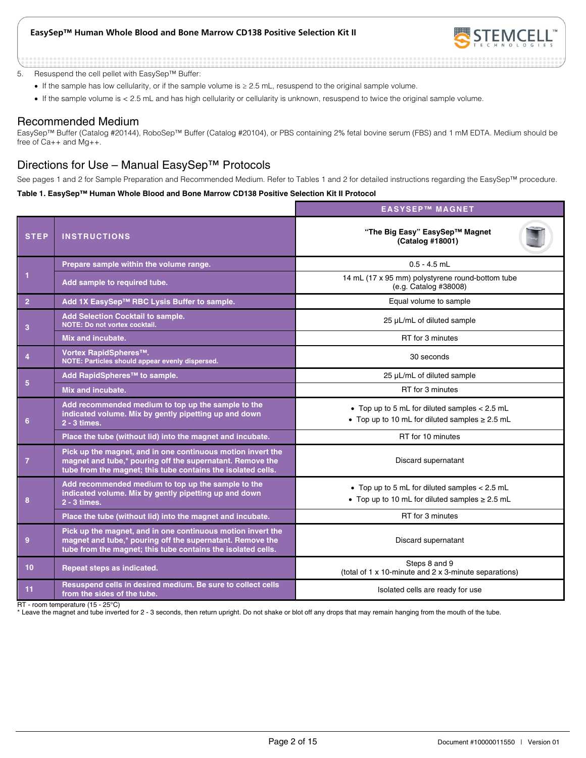5. Resuspend the cell pellet with EasySep™ Buffer:
   - If the sample has low cellularity, or if the sample volume is ≥ 2.5 mL, resuspend to the original sample volume.
   - If the sample volume is < 2.5 mL and has high cellularity or cellularity is unknown, resuspend to twice the original sample volume.

## Recommended Medium

EasySep™ Buffer (Catalog #20144), RoboSep™ Buffer (Catalog #20104), or PBS containing 2% fetal bovine serum (FBS) and 1 mM EDTA. Medium should be free of Ca++ and Mg++.

## Directions for Use – Manual EasySep™ Protocols

See pages 1 and 2 for Sample Preparation and Recommended Medium. Refer to Tables 1 and 2 for detailed instructions regarding the EasySep™ procedure.

**Table 1. EasySep™ Human Whole Blood and Bone Marrow CD138 Positive Selection Kit II Protocol**

| | | EASYSEP™ MAGNET |
|---|---|---|
| **STEP** | **INSTRUCTIONS** | **"The Big Easy" EasySep™ Magnet (Catalog #18001)** |
| 1 | Prepare sample within the volume range. | 0.5 - 4.5 mL |
| | Add sample to required tube. | 14 mL (17 x 95 mm) polystyrene round-bottom tube (e.g. Catalog #38008) |
| 2 | Add 1X EasySep™ RBC Lysis Buffer to sample. | Equal volume to sample |
| 3 | Add Selection Cocktail to sample. NOTE: Do not vortex cocktail. | 25 µL/mL of diluted sample |
| | Mix and incubate. | RT for 3 minutes |
| 4 | Vortex RapidSpheres™. NOTE: Particles should appear evenly dispersed. | 30 seconds |
| 5 | Add RapidSpheres™ to sample. | 25 µL/mL of diluted sample |
| | Mix and incubate. | RT for 3 minutes |
| 6 | Add recommended medium to top up the sample to the indicated volume. Mix by gently pipetting up and down 2 - 3 times. | • Top up to 5 mL for diluted samples < 2.5 mL<br>• Top up to 10 mL for diluted samples ≥ 2.5 mL |
| | Place the tube (without lid) into the magnet and incubate. | RT for 10 minutes |
| 7 | Pick up the magnet, and in one continuous motion invert the magnet and tube,* pouring off the supernatant. Remove the tube from the magnet; this tube contains the isolated cells. | Discard supernatant |
| 8 | Add recommended medium to top up the sample to the indicated volume. Mix by gently pipetting up and down 2 - 3 times. | • Top up to 5 mL for diluted samples < 2.5 mL<br>• Top up to 10 mL for diluted samples ≥ 2.5 mL |
| | Place the tube (without lid) into the magnet and incubate. | RT for 3 minutes |
| 9 | Pick up the magnet, and in one continuous motion invert the magnet and tube,* pouring off the supernatant. Remove the tube from the magnet; this tube contains the isolated cells. | Discard supernatant |
| 10 | Repeat steps as indicated. | Steps 8 and 9 (total of 1 x 10-minute and 2 x 3-minute separations) |
| 11 | Resuspend cells in desired medium. Be sure to collect cells from the sides of the tube. | Isolated cells are ready for use |

RT - room temperature (15 - 25°C)
* Leave the magnet and tube inverted for 2 - 3 seconds, then return upright. Do not shake or blot off any drops that may remain hanging from the mouth of the tube.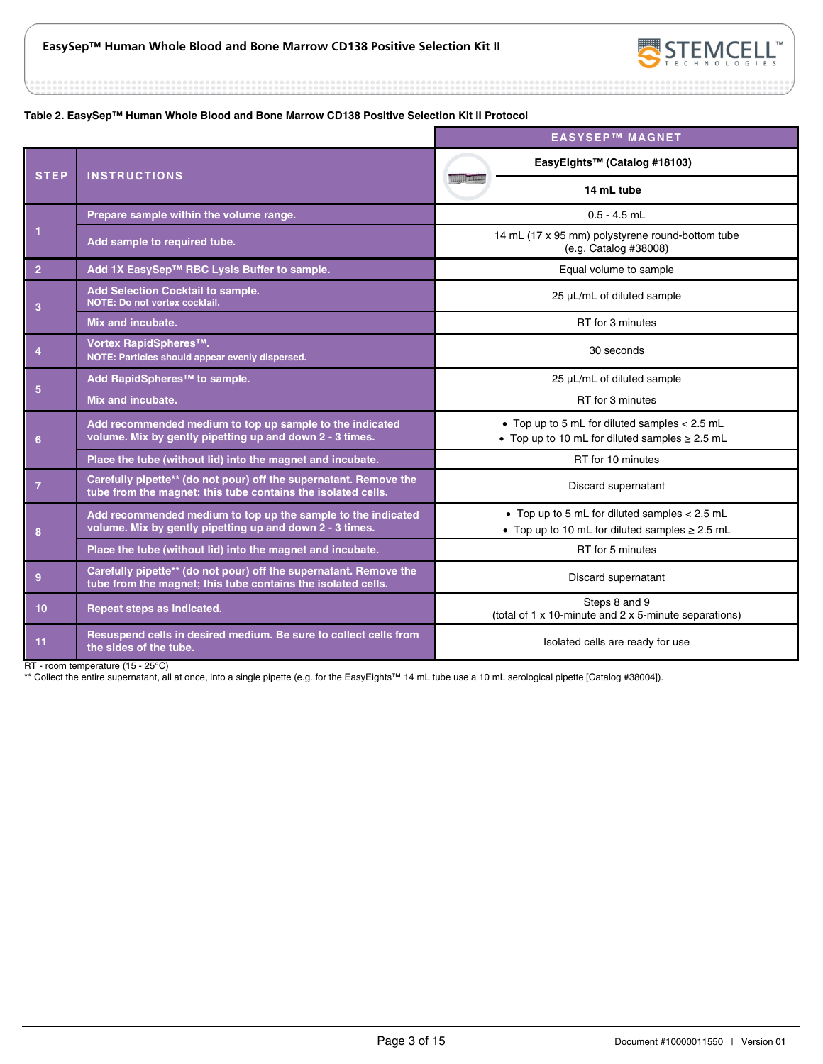**Table 2. EasySep™ Human Whole Blood and Bone Marrow CD138 Positive Selection Kit II Protocol**

| STEP | INSTRUCTIONS | EASYSEP™ MAGNET<br>EasyEights™ (Catalog #18103)<br>14 mL tube |
|---|---|---|
| 1 | Prepare sample within the volume range. | 0.5 - 4.5 mL |
| | Add sample to required tube. | 14 mL (17 x 95 mm) polystyrene round-bottom tube (e.g. Catalog #38008) |
| 2 | Add 1X EasySep™ RBC Lysis Buffer to sample. | Equal volume to sample |
| 3 | Add Selection Cocktail to sample.<br>NOTE: Do not vortex cocktail. | 25 µL/mL of diluted sample |
| | Mix and incubate. | RT for 3 minutes |
| 4 | Vortex RapidSpheres™.<br>NOTE: Particles should appear evenly dispersed. | 30 seconds |
| 5 | Add RapidSpheres™ to sample. | 25 µL/mL of diluted sample |
| | Mix and incubate. | RT for 3 minutes |
| 6 | Add recommended medium to top up sample to the indicated volume. Mix by gently pipetting up and down 2 - 3 times. | • Top up to 5 mL for diluted samples < 2.5 mL<br>• Top up to 10 mL for diluted samples ≥ 2.5 mL |
| | Place the tube (without lid) into the magnet and incubate. | RT for 10 minutes |
| 7 | Carefully pipette** (do not pour) off the supernatant. Remove the tube from the magnet; this tube contains the isolated cells. | Discard supernatant |
| 8 | Add recommended medium to top up the sample to the indicated volume. Mix by gently pipetting up and down 2 - 3 times. | • Top up to 5 mL for diluted samples < 2.5 mL<br>• Top up to 10 mL for diluted samples ≥ 2.5 mL |
| | Place the tube (without lid) into the magnet and incubate. | RT for 5 minutes |
| 9 | Carefully pipette** (do not pour) off the supernatant. Remove the tube from the magnet; this tube contains the isolated cells. | Discard supernatant |
| 10 | Repeat steps as indicated. | Steps 8 and 9<br>(total of 1 x 10-minute and 2 x 5-minute separations) |
| 11 | Resuspend cells in desired medium. Be sure to collect cells from the sides of the tube. | Isolated cells are ready for use |

RT - room temperature (15 - 25°C)
** Collect the entire supernatant, all at once, into a single pipette (e.g. for the EasyEights™ 14 mL tube use a 10 mL serological pipette [Catalog #38004]).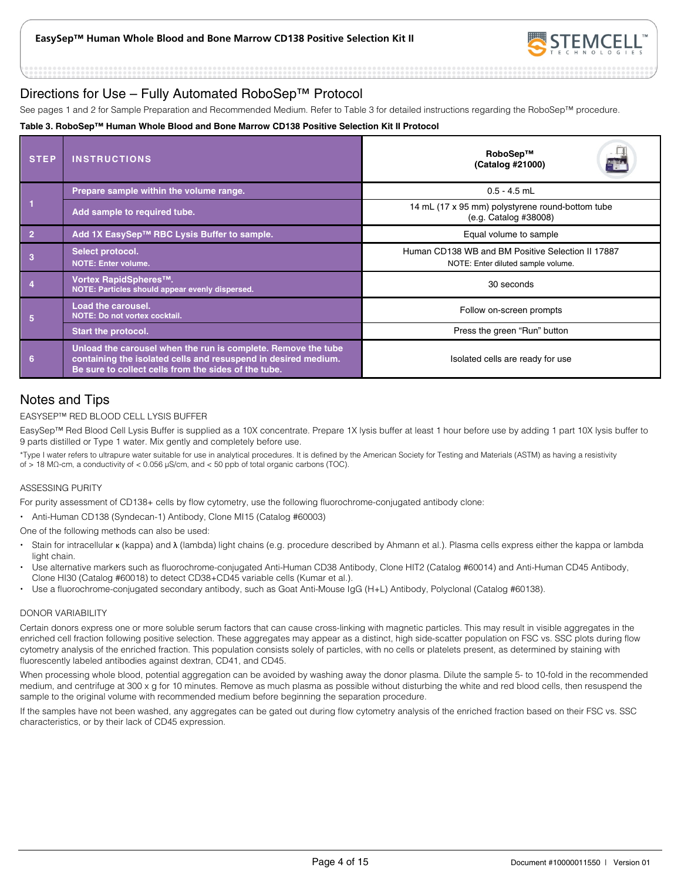## Directions for Use – Fully Automated RoboSep™ Protocol

See pages 1 and 2 for Sample Preparation and Recommended Medium. Refer to Table 3 for detailed instructions regarding the RoboSep™ procedure.

**Table 3. RoboSep™ Human Whole Blood and Bone Marrow CD138 Positive Selection Kit II Protocol**

| STEP | INSTRUCTIONS | RoboSep™ (Catalog #21000) |
|---|---|---|
| 1 | Prepare sample within the volume range. | 0.5 - 4.5 mL |
| | Add sample to required tube. | 14 mL (17 x 95 mm) polystyrene round-bottom tube (e.g. Catalog #38008) |
| 2 | Add 1X EasySep™ RBC Lysis Buffer to sample. | Equal volume to sample |
| 3 | Select protocol. NOTE: Enter volume. | Human CD138 WB and BM Positive Selection II 17887 NOTE: Enter diluted sample volume. |
| 4 | Vortex RapidSpheres™. NOTE: Particles should appear evenly dispersed. | 30 seconds |
| 5 | Load the carousel. NOTE: Do not vortex cocktail. | Follow on-screen prompts |
| | Start the protocol. | Press the green "Run" button |
| 6 | Unload the carousel when the run is complete. Remove the tube containing the isolated cells and resuspend in desired medium. Be sure to collect cells from the sides of the tube. | Isolated cells are ready for use |

## Notes and Tips

### EASYSEP™ RED BLOOD CELL LYSIS BUFFER

EasySep™ Red Blood Cell Lysis Buffer is supplied as a 10X concentrate. Prepare 1X lysis buffer at least 1 hour before use by adding 1 part 10X lysis buffer to 9 parts distilled or Type 1 water. Mix gently and completely before use.

*Type I water refers to ultrapure water suitable for use in analytical procedures. It is defined by the American Society for Testing and Materials (ASTM) as having a resistivity of > 18 MΩ-cm, a conductivity of < 0.056 μS/cm, and < 50 ppb of total organic carbons (TOC).

### ASSESSING PURITY

For purity assessment of CD138+ cells by flow cytometry, use the following fluorochrome-conjugated antibody clone:

- Anti-Human CD138 (Syndecan-1) Antibody, Clone MI15 (Catalog #60003)

One of the following methods can also be used:

- Stain for intracellular κ (kappa) and λ (lambda) light chains (e.g. procedure described by Ahmann et al.). Plasma cells express either the kappa or lambda light chain.
- Use alternative markers such as fluorochrome-conjugated Anti-Human CD38 Antibody, Clone HIT2 (Catalog #60014) and Anti-Human CD45 Antibody, Clone HI30 (Catalog #60018) to detect CD38+CD45 variable cells (Kumar et al.).
- Use a fluorochrome-conjugated secondary antibody, such as Goat Anti-Mouse IgG (H+L) Antibody, Polyclonal (Catalog #60138).

### DONOR VARIABILITY

Certain donors express one or more soluble serum factors that can cause cross-linking with magnetic particles. This may result in visible aggregates in the enriched cell fraction following positive selection. These aggregates may appear as a distinct, high side-scatter population on FSC vs. SSC plots during flow cytometry analysis of the enriched fraction. This population consists solely of particles, with no cells or platelets present, as determined by staining with fluorescently labeled antibodies against dextran, CD41, and CD45.

When processing whole blood, potential aggregation can be avoided by washing away the donor plasma. Dilute the sample 5- to 10-fold in the recommended medium, and centrifuge at 300 x g for 10 minutes. Remove as much plasma as possible without disturbing the white and red blood cells, then resuspend the sample to the original volume with recommended medium before beginning the separation procedure.

If the samples have not been washed, any aggregates can be gated out during flow cytometry analysis of the enriched fraction based on their FSC vs. SSC characteristics, or by their lack of CD45 expression.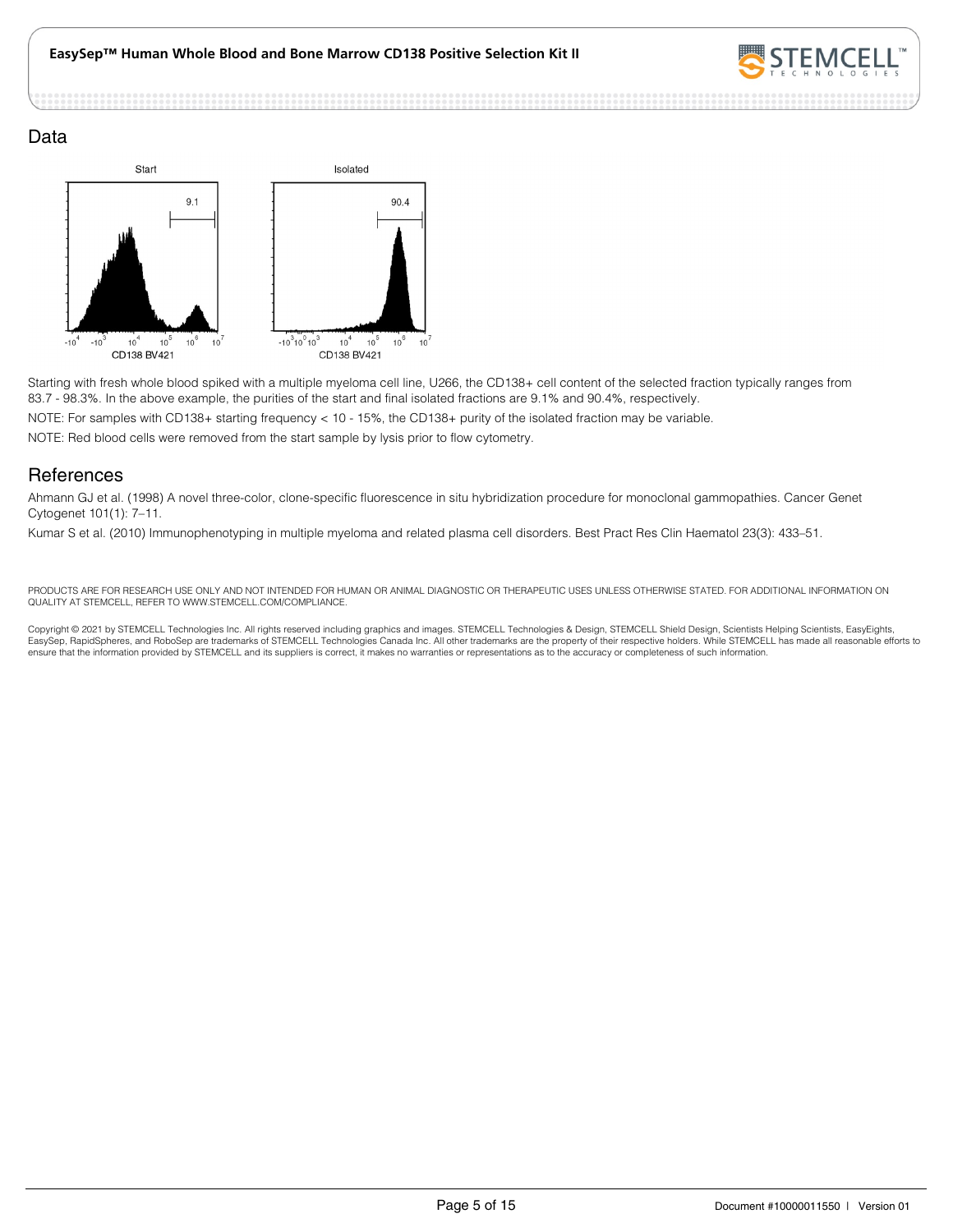## Data

Starting with fresh whole blood spiked with a multiple myeloma cell line, U266, the CD138+ cell content of the selected fraction typically ranges from 83.7 - 98.3%. In the above example, the purities of the start and final isolated fractions are 9.1% and 90.4%, respectively.

NOTE: For samples with CD138+ starting frequency < 10 - 15%, the CD138+ purity of the isolated fraction may be variable.

NOTE: Red blood cells were removed from the start sample by lysis prior to flow cytometry.

## References

Ahmann GJ et al. (1998) A novel three-color, clone-specific fluorescence in situ hybridization procedure for monoclonal gammopathies. Cancer Genet Cytogenet 101(1): 7–11.

Kumar S et al. (2010) Immunophenotyping in multiple myeloma and related plasma cell disorders. Best Pract Res Clin Haematol 23(3): 433–51.

PRODUCTS ARE FOR RESEARCH USE ONLY AND NOT INTENDED FOR HUMAN OR ANIMAL DIAGNOSTIC OR THERAPEUTIC USES UNLESS OTHERWISE STATED. FOR ADDITIONAL INFORMATION ON QUALITY AT STEMCELL, REFER TO WWW.STEMCELL.COM/COMPLIANCE.

Copyright © 2021 by STEMCELL Technologies Inc. All rights reserved including graphics and images. STEMCELL Technologies & Design, STEMCELL Shield Design, Scientists Helping Scientists, EasyEights, EasySep, RapidSpheres, and RoboSep are trademarks of STEMCELL Technologies Canada Inc. All other trademarks are the property of their respective holders. While STEMCELL has made all reasonable efforts to ensure that the information provided by STEMCELL and its suppliers is correct, it makes no warranties or representations as to the accuracy or completeness of such information.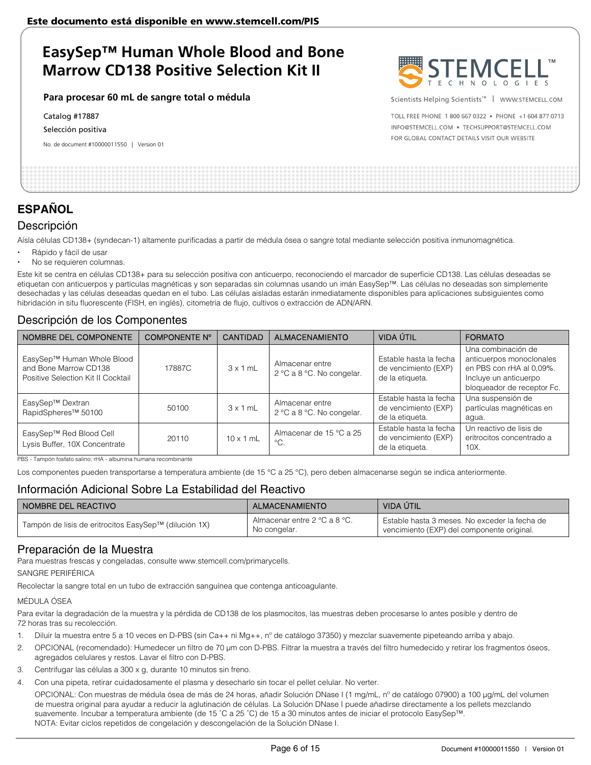# EasySep™ Human Whole Blood and Bone Marrow CD138 Positive Selection Kit II

**Para procesar 60 mL de sangre total o médula**

Catalog #17887

Selección positiva

No. de document #10000011550 | Version 01

## ESPAÑOL

### Descripción

Aísla células CD138+ (syndecan-1) altamente purificadas a partir de médula ósea o sangre total mediante selección positiva inmunomagnética.

- Rápido y fácil de usar
- No se requieren columnas.

Este kit se centra en células CD138+ para su selección positiva con anticuerpo, reconociendo el marcador de superficie CD138. Las células deseadas se etiquetan con anticuerpos y partículas magnéticas y son separadas sin columnas usando un imán EasySep™. Las células no deseadas son simplemente desechadas y las células deseadas quedan en el tubo. Las células aisladas estarán inmediatamente disponibles para aplicaciones subsiguientes como hibridación in situ fluorescente (FISH, en inglés), citometría de flujo, cultivos o extracción de ADN/ARN.

### Descripción de los Componentes

| NOMBRE DEL COMPONENTE | COMPONENTE Nº | CANTIDAD | ALMACENAMIENTO | VIDA ÚTIL | FORMATO |
|---|---|---|---|---|---|
| EasySep™ Human Whole Blood and Bone Marrow CD138 Positive Selection Kit II Cocktail | 17887C | 3 x 1 mL | Almacenar entre 2 °C a 8 °C. No congelar. | Estable hasta la fecha de vencimiento (EXP) de la etiqueta. | Una combinación de anticuerpos monoclonales en PBS con rHA al 0,09%. Incluye un anticuerpo bloqueador de receptor Fc. |
| EasySep™ Dextran RapidSpheres™ 50100 | 50100 | 3 x 1 mL | Almacenar entre 2 °C a 8 °C. No congelar. | Estable hasta la fecha de vencimiento (EXP) de la etiqueta. | Una suspensión de partículas magnéticas en agua. |
| EasySep™ Red Blood Cell Lysis Buffer, 10X Concentrate | 20110 | 10 x 1 mL | Almacenar de 15 °C a 25 °C. | Estable hasta la fecha de vencimiento (EXP) de la etiqueta. | Un reactivo de lisis de eritrocitos concentrado a 10X. |

PBS - Tampón fosfato salino; rHA - albumina humana recombinante

Los componentes pueden transportarse a temperatura ambiente (de 15 °C a 25 °C), pero deben almacenarse según se indica anteriormente.

### Información Adicional Sobre La Estabilidad del Reactivo

| NOMBRE DEL REACTIVO | ALMACENAMIENTO | VIDA ÚTIL |
|---|---|---|
| Tampón de lisis de eritrocitos EasySep™ (dilución 1X) | Almacenar entre 2 °C a 8 °C. No congelar. | Estable hasta 3 meses. No exceder la fecha de vencimiento (EXP) del componente original. |

### Preparación de la Muestra

Para muestras frescas y congeladas, consulte www.stemcell.com/primarycells.

SANGRE PERIFÉRICA

Recolectar la sangre total en un tubo de extracción sanguínea que contenga anticoagulante.

MÉDULA ÓSEA

Para evitar la degradación de la muestra y la pérdida de CD138 de los plasmocitos, las muestras deben procesarse lo antes posible y dentro de 72 horas tras su recolección.

1. Diluir la muestra entre 5 a 10 veces en D-PBS (sin Ca++ ni Mg++, nº de catálogo 37350) y mezclar suavemente pipeteando arriba y abajo.
2. OPCIONAL (recomendado): Humedecer un filtro de 70 µm con D-PBS. Filtrar la muestra a través del filtro humedecido y retirar los fragmentos óseos, agregados celulares y restos. Lavar el filtro con D-PBS.
3. Centrifugar las células a 300 x g, durante 10 minutos sin freno.
4. Con una pipeta, retirar cuidadosamente el plasma y desecharlo sin tocar el pellet celular. No verter.

   OPCIONAL: Con muestras de médula ósea de más de 24 horas, añadir Solución DNase I (1 mg/mL, nº de catálogo 07900) a 100 µg/mL del volumen de muestra original para ayudar a reducir la aglutinación de células. La Solución DNase I puede añadirse directamente a los pellets mezclando suavemente. Incubar a temperatura ambiente (de 15 ˚C a 25 ˚C) de 15 a 30 minutos antes de iniciar el protocolo EasySep™.
   NOTA: Evitar ciclos repetidos de congelación y descongelación de la Solución DNase I.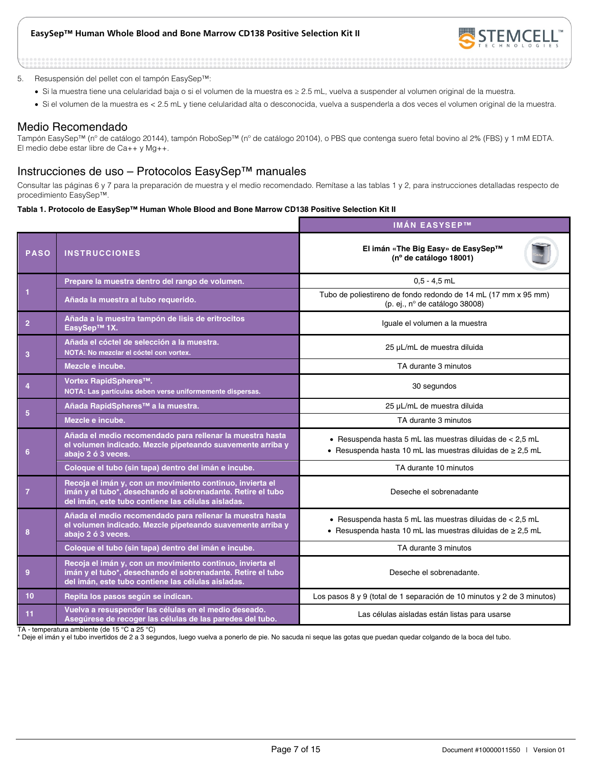5. Resuspensión del pellet con el tampón EasySep™:
   - Si la muestra tiene una celularidad baja o si el volumen de la muestra es ≥ 2.5 mL, vuelva a suspender al volumen original de la muestra.
   - Si el volumen de la muestra es < 2.5 mL y tiene celularidad alta o desconocida, vuelva a suspenderla a dos veces el volumen original de la muestra.

## Medio Recomendado

Tampón EasySep™ (nº de catálogo 20144), tampón RoboSep™ (nº de catálogo 20104), o PBS que contenga suero fetal bovino al 2% (FBS) y 1 mM EDTA. El medio debe estar libre de Ca++ y Mg++.

## Instrucciones de uso – Protocolos EasySep™ manuales

Consultar las páginas 6 y 7 para la preparación de muestra y el medio recomendado. Remítase a las tablas 1 y 2, para instrucciones detalladas respecto de procedimiento EasySep™.

**Tabla 1. Protocolo de EasySep™ Human Whole Blood and Bone Marrow CD138 Positive Selection Kit II**

| | | IMÁN EASYSEP™ |
|---|---|---|
| **PASO** | **INSTRUCCIONES** | **El imán «The Big Easy» de EasySep™ (nº de catálogo 18001)** |
| 1 | Prepare la muestra dentro del rango de volumen. | 0,5 - 4,5 mL |
| | Añada la muestra al tubo requerido. | Tubo de poliestireno de fondo redondo de 14 mL (17 mm x 95 mm) (p. ej., nº de catálogo 38008) |
| 2 | Añada a la muestra tampón de lisis de eritrocitos EasySep™ 1X. | Iguale el volumen a la muestra |
| 3 | Añada el cóctel de selección a la muestra. NOTA: No mezclar el cóctel con vortex. | 25 µL/mL de muestra diluida |
| | Mezcle e incube. | TA durante 3 minutos |
| 4 | Vortex RapidSpheres™. NOTA: Las partículas deben verse uniformemente dispersas. | 30 segundos |
| 5 | Añada RapidSpheres™ a la muestra. | 25 µL/mL de muestra diluida |
| | Mezcle e incube. | TA durante 3 minutos |
| 6 | Añada el medio recomendado para rellenar la muestra hasta el volumen indicado. Mezcle pipeteando suavemente arriba y abajo 2 ó 3 veces. | • Resuspenda hasta 5 mL las muestras diluidas de < 2,5 mL<br>• Resuspenda hasta 10 mL las muestras diluidas de ≥ 2,5 mL |
| | Coloque el tubo (sin tapa) dentro del imán e incube. | TA durante 10 minutos |
| 7 | Recoja el imán y, con un movimiento continuo, invierta el imán y el tubo*, desechando el sobrenadante. Retire el tubo del imán, este tubo contiene las células aisladas. | Deseche el sobrenadante |
| 8 | Añada el medio recomendado para rellenar la muestra hasta el volumen indicado. Mezcle pipeteando suavemente arriba y abajo 2 ó 3 veces. | • Resuspenda hasta 5 mL las muestras diluidas de < 2,5 mL<br>• Resuspenda hasta 10 mL las muestras diluidas de ≥ 2,5 mL |
| | Coloque el tubo (sin tapa) dentro del imán e incube. | TA durante 3 minutos |
| 9 | Recoja el imán y, con un movimiento continuo, invierta el imán y el tubo*, desechando el sobrenadante. Retire el tubo del imán, este tubo contiene las células aisladas. | Deseche el sobrenadante. |
| 10 | Repita los pasos según se indican. | Los pasos 8 y 9 (total de 1 separación de 10 minutos y 2 de 3 minutos) |
| 11 | Vuelva a resuspender las células en el medio deseado. Asegúrese de recoger las células de las paredes del tubo. | Las células aisladas están listas para usarse |

TA - temperatura ambiente (de 15 °C a 25 °C)

\* Deje el imán y el tubo invertidos de 2 a 3 segundos, luego vuelva a ponerlo de pie. No sacuda ni seque las gotas que puedan quedar colgando de la boca del tubo.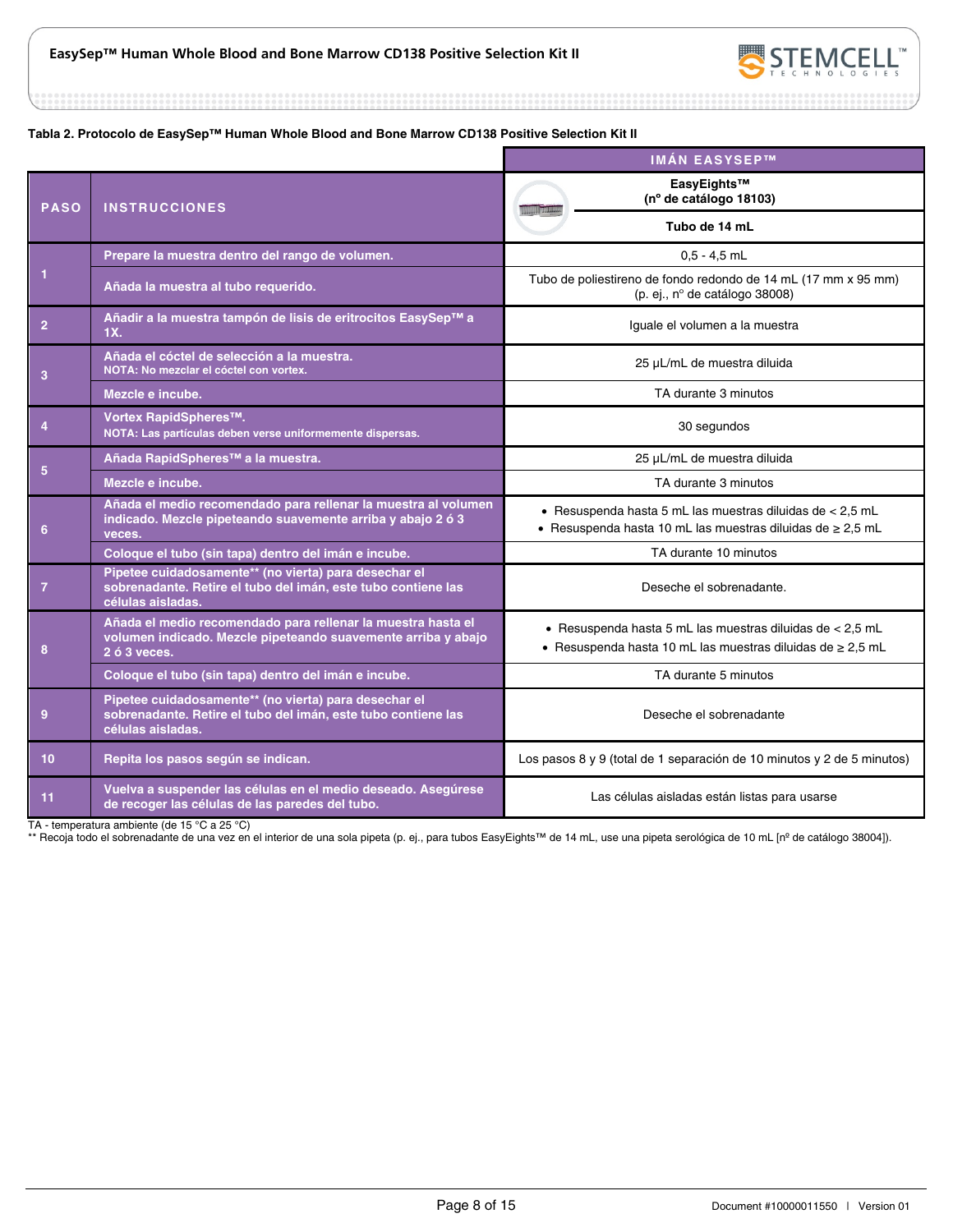**Tabla 2. Protocolo de EasySep™ Human Whole Blood and Bone Marrow CD138 Positive Selection Kit II**

| PASO | INSTRUCCIONES | IMÁN EASYSEP™ EasyEights™ (nº de catálogo 18103) Tubo de 14 mL |
|---|---|---|
| 1 | Prepare la muestra dentro del rango de volumen. | 0,5 - 4,5 mL |
| | Añada la muestra al tubo requerido. | Tubo de poliestireno de fondo redondo de 14 mL (17 mm x 95 mm) (p. ej., nº de catálogo 38008) |
| 2 | Añadir a la muestra tampón de lisis de eritrocitos EasySep™ a 1X. | Iguale el volumen a la muestra |
| 3 | Añada el cóctel de selección a la muestra. NOTA: No mezclar el cóctel con vortex. | 25 µL/mL de muestra diluida |
| | Mezcle e incube. | TA durante 3 minutos |
| 4 | Vortex RapidSpheres™. NOTA: Las partículas deben verse uniformemente dispersas. | 30 segundos |
| 5 | Añada RapidSpheres™ a la muestra. | 25 µL/mL de muestra diluida |
| | Mezcle e incube. | TA durante 3 minutos |
| 6 | Añada el medio recomendado para rellenar la muestra al volumen indicado. Mezcle pipeteando suavemente arriba y abajo 2 ó 3 veces. | • Resuspenda hasta 5 mL las muestras diluidas de < 2,5 mL<br>• Resuspenda hasta 10 mL las muestras diluidas de ≥ 2,5 mL |
| | Coloque el tubo (sin tapa) dentro del imán e incube. | TA durante 10 minutos |
| 7 | Pipetee cuidadosamente** (no vierta) para desechar el sobrenadante. Retire el tubo del imán, este tubo contiene las células aisladas. | Deseche el sobrenadante. |
| 8 | Añada el medio recomendado para rellenar la muestra hasta el volumen indicado. Mezcle pipeteando suavemente arriba y abajo 2 ó 3 veces. | • Resuspenda hasta 5 mL las muestras diluidas de < 2,5 mL<br>• Resuspenda hasta 10 mL las muestras diluidas de ≥ 2,5 mL |
| | Coloque el tubo (sin tapa) dentro del imán e incube. | TA durante 5 minutos |
| 9 | Pipetee cuidadosamente** (no vierta) para desechar el sobrenadante. Retire el tubo del imán, este tubo contiene las células aisladas. | Deseche el sobrenadante |
| 10 | Repita los pasos según se indican. | Los pasos 8 y 9 (total de 1 separación de 10 minutos y 2 de 5 minutos) |
| 11 | Vuelva a suspender las células en el medio deseado. Asegúrese de recoger las células de las paredes del tubo. | Las células aisladas están listas para usarse |

TA - temperatura ambiente (de 15 °C a 25 °C)

** Recoja todo el sobrenadante de una vez en el interior de una sola pipeta (p. ej., para tubos EasyEights™ de 14 mL, use una pipeta serológica de 10 mL [nº de catálogo 38004]).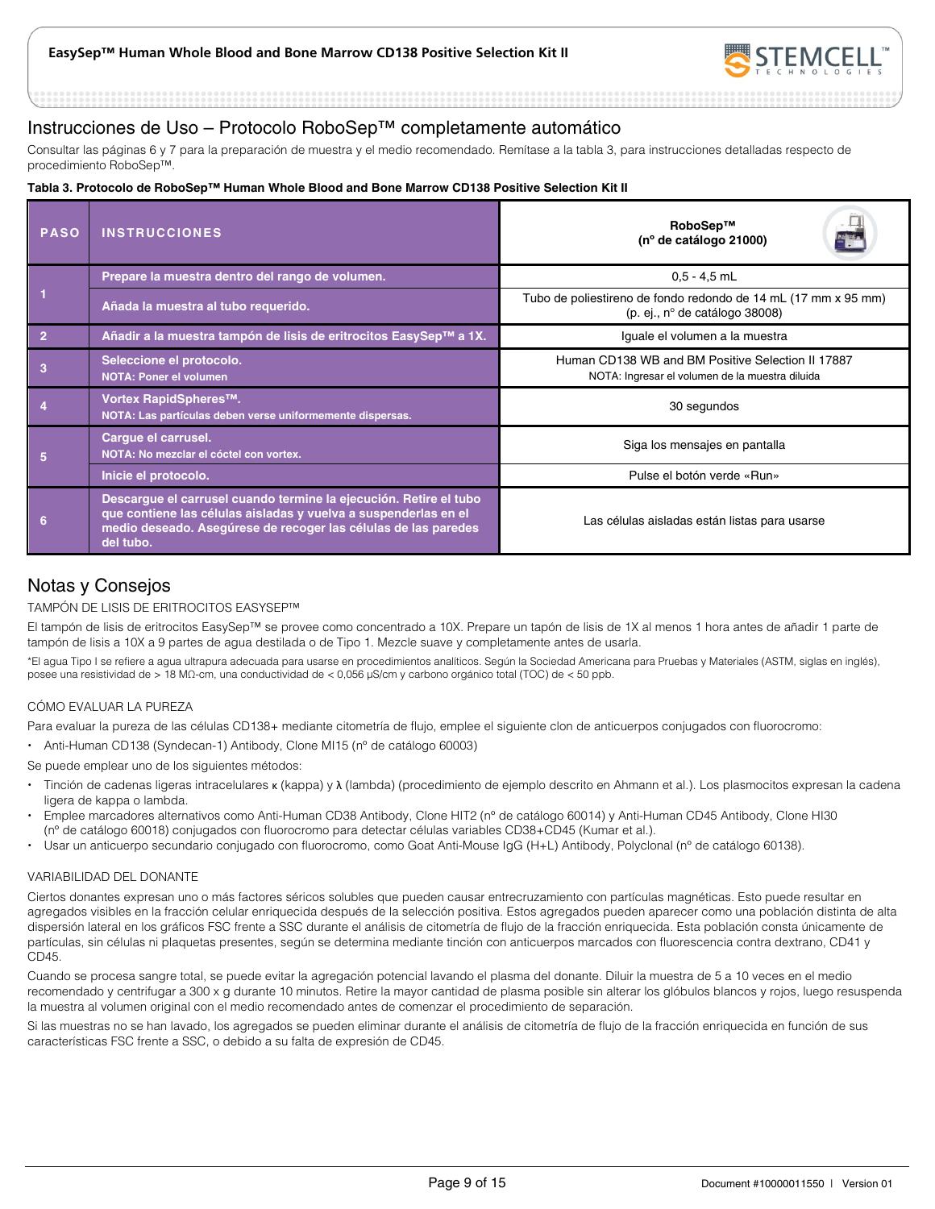## Instrucciones de Uso – Protocolo RoboSep™ completamente automático

Consultar las páginas 6 y 7 para la preparación de muestra y el medio recomendado. Remítase a la tabla 3, para instrucciones detalladas respecto de procedimiento RoboSep™.

**Tabla 3. Protocolo de RoboSep™ Human Whole Blood and Bone Marrow CD138 Positive Selection Kit II**

| PASO | INSTRUCCIONES | RoboSep™ (nº de catálogo 21000) |
|---|---|---|
| 1 | **Prepare la muestra dentro del rango de volumen.** | 0,5 - 4,5 mL |
| | **Añada la muestra al tubo requerido.** | Tubo de poliestireno de fondo redondo de 14 mL (17 mm x 95 mm) (p. ej., nº de catálogo 38008) |
| 2 | **Añadir a la muestra tampón de lisis de eritrocitos EasySep™ a 1X.** | Iguale el volumen a la muestra |
| 3 | **Seleccione el protocolo.** **NOTA: Poner el volumen** | Human CD138 WB and BM Positive Selection II 17887 NOTA: Ingresar el volumen de la muestra diluida |
| 4 | **Vortex RapidSpheres™.** **NOTA: Las partículas deben verse uniformemente dispersas.** | 30 segundos |
| 5 | **Cargue el carrusel.** **NOTA: No mezclar el cóctel con vortex.** | Siga los mensajes en pantalla |
| | **Inicie el protocolo.** | Pulse el botón verde «Run» |
| 6 | **Descargue el carrusel cuando termine la ejecución. Retire el tubo que contiene las células aisladas y vuelva a suspenderlas en el medio deseado. Asegúrese de recoger las células de las paredes del tubo.** | Las células aisladas están listas para usarse |

## Notas y Consejos

TAMPÓN DE LISIS DE ERITROCITOS EASYSEP™

El tampón de lisis de eritrocitos EasySep™ se provee como concentrado a 10X. Prepare un tapón de lisis de 1X al menos 1 hora antes de añadir 1 parte de tampón de lisis a 10X a 9 partes de agua destilada o de Tipo 1. Mezcle suave y completamente antes de usarla.

*El agua Tipo I se refiere a agua ultrapura adecuada para usarse en procedimientos analíticos. Según la Sociedad Americana para Pruebas y Materiales (ASTM, siglas en inglés), posee una resistividad de > 18 MΩ-cm, una conductividad de < 0,056 µS/cm y carbono orgánico total (TOC) de < 50 ppb.

CÓMO EVALUAR LA PUREZA

Para evaluar la pureza de las células CD138+ mediante citometría de flujo, emplee el siguiente clon de anticuerpos conjugados con fluorocromo:

- Anti-Human CD138 (Syndecan-1) Antibody, Clone MI15 (nº de catálogo 60003)

Se puede emplear uno de los siguientes métodos:

- Tinción de cadenas ligeras intracelulares κ (kappa) y λ (lambda) (procedimiento de ejemplo descrito en Ahmann et al.). Los plasmocitos expresan la cadena ligera de kappa o lambda.
- Emplee marcadores alternativos como Anti-Human CD38 Antibody, Clone HIT2 (nº de catálogo 60014) y Anti-Human CD45 Antibody, Clone HI30 (nº de catálogo 60018) conjugados con fluorocromo para detectar células variables CD38+CD45 (Kumar et al.).
- Usar un anticuerpo secundario conjugado con fluorocromo, como Goat Anti-Mouse IgG (H+L) Antibody, Polyclonal (nº de catálogo 60138).

VARIABILIDAD DEL DONANTE

Ciertos donantes expresan uno o más factores séricos solubles que pueden causar entrecruzamiento con partículas magnéticas. Esto puede resultar en agregados visibles en la fracción celular enriquecida después de la selección positiva. Estos agregados pueden aparecer como una población distinta de alta dispersión lateral en los gráficos FSC frente a SSC durante el análisis de citometría de flujo de la fracción enriquecida. Esta población consta únicamente de partículas, sin células ni plaquetas presentes, según se determina mediante tinción con anticuerpos marcados con fluorescencia contra dextrano, CD41 y CD45.

Cuando se procesa sangre total, se puede evitar la agregación potencial lavando el plasma del donante. Diluir la muestra de 5 a 10 veces en el medio recomendado y centrifugar a 300 x g durante 10 minutos. Retire la mayor cantidad de plasma posible sin alterar los glóbulos blancos y rojos, luego resuspenda la muestra al volumen original con el medio recomendado antes de comenzar el procedimiento de separación.

Si las muestras no se han lavado, los agregados se pueden eliminar durante el análisis de citometría de flujo de la fracción enriquecida en función de sus características FSC frente a SSC, o debido a su falta de expresión de CD45.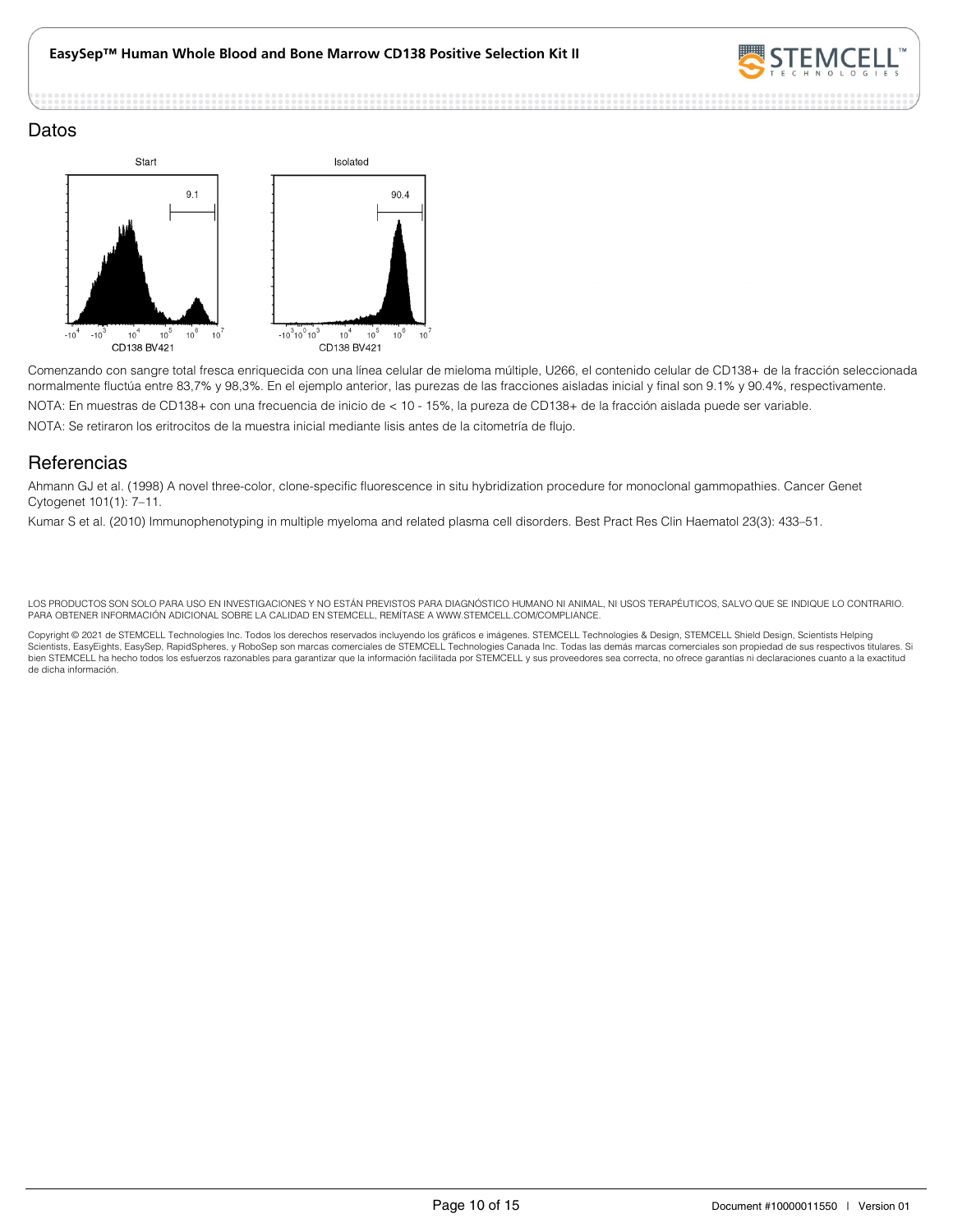## Datos

Comenzando con sangre total fresca enriquecida con una línea celular de mieloma múltiple, U266, el contenido celular de CD138+ de la fracción seleccionada normalmente fluctúa entre 83,7% y 98,3%. En el ejemplo anterior, las purezas de las fracciones aisladas inicial y final son 9.1% y 90.4%, respectivamente.

NOTA: En muestras de CD138+ con una frecuencia de inicio de < 10 - 15%, la pureza de CD138+ de la fracción aislada puede ser variable.

NOTA: Se retiraron los eritrocitos de la muestra inicial mediante lisis antes de la citometría de flujo.

## Referencias

Ahmann GJ et al. (1998) A novel three-color, clone-specific fluorescence in situ hybridization procedure for monoclonal gammopathies. Cancer Genet Cytogenet 101(1): 7–11.

Kumar S et al. (2010) Immunophenotyping in multiple myeloma and related plasma cell disorders. Best Pract Res Clin Haematol 23(3): 433–51.

LOS PRODUCTOS SON SOLO PARA USO EN INVESTIGACIONES Y NO ESTÁN PREVISTOS PARA DIAGNÓSTICO HUMANO NI ANIMAL, NI USOS TERAPÉUTICOS, SALVO QUE SE INDIQUE LO CONTRARIO. PARA OBTENER INFORMACIÓN ADICIONAL SOBRE LA CALIDAD EN STEMCELL, REMÍTASE A WWW.STEMCELL.COM/COMPLIANCE.

Copyright © 2021 de STEMCELL Technologies Inc. Todos los derechos reservados incluyendo los gráficos e imágenes. STEMCELL Technologies & Design, STEMCELL Shield Design, Scientists Helping Scientists, EasyEights, EasySep, RapidSpheres, y RoboSep son marcas comerciales de STEMCELL Technologies Canada Inc. Todas las demás marcas comerciales son propiedad de sus respectivos titulares. Si bien STEMCELL ha hecho todos los esfuerzos razonables para garantizar que la información facilitada por STEMCELL y sus proveedores sea correcta, no ofrece garantías ni declaraciones cuanto a la exactitud de dicha información.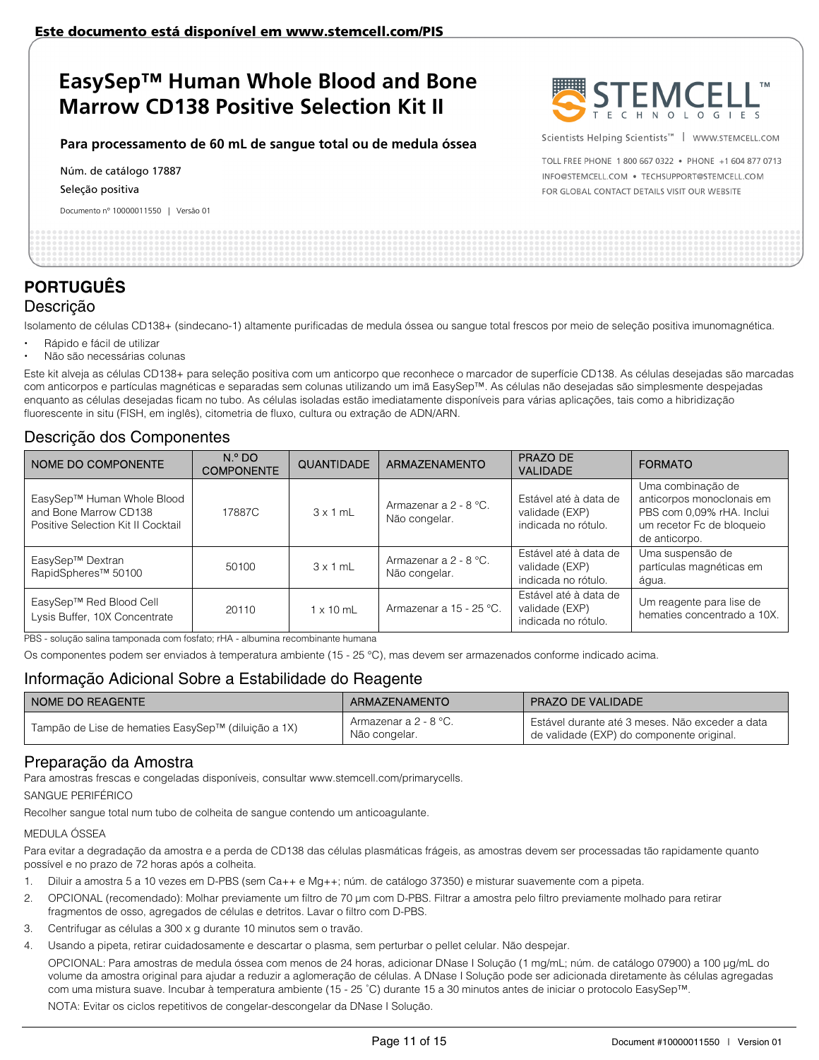Este documento está disponível em www.stemcell.com/PIS

# EasySep™ Human Whole Blood and Bone Marrow CD138 Positive Selection Kit II

**Para processamento de 60 mL de sangue total ou de medula óssea**

Núm. de catálogo 17887

Seleção positiva

Documento nº 10000011550 | Versão 01

Scientists Helping Scientists™ | WWW.STEMCELL.COM

TOLL FREE PHONE 1 800 667 0322 • PHONE +1 604 877 0713
INFO@STEMCELL.COM • TECHSUPPORT@STEMCELL.COM
FOR GLOBAL CONTACT DETAILS VISIT OUR WEBSITE

## PORTUGUÊS

### Descrição

Isolamento de células CD138+ (sindecano-1) altamente purificadas de medula óssea ou sangue total frescos por meio de seleção positiva imunomagnética.

- Rápido e fácil de utilizar
- Não são necessárias colunas

Este kit alveja as células CD138+ para seleção positiva com um anticorpo que reconhece o marcador de superfície CD138. As células desejadas são marcadas com anticorpos e partículas magnéticas e separadas sem colunas utilizando um imã EasySep™. As células não desejadas são simplesmente despejadas enquanto as células desejadas ficam no tubo. As células isoladas estão imediatamente disponíveis para várias aplicações, tais como a hibridização fluorescente in situ (FISH, em inglês), citometria de fluxo, cultura ou extração de ADN/ARN.

### Descrição dos Componentes

| NOME DO COMPONENTE | N.º DO COMPONENTE | QUANTIDADE | ARMAZENAMENTO | PRAZO DE VALIDADE | FORMATO |
|---|---|---|---|---|---|
| EasySep™ Human Whole Blood and Bone Marrow CD138 Positive Selection Kit II Cocktail | 17887C | 3 x 1 mL | Armazenar a 2 - 8 °C. Não congelar. | Estável até à data de validade (EXP) indicada no rótulo. | Uma combinação de anticorpos monoclonais em PBS com 0,09% rHA. Inclui um recetor Fc de bloqueio de anticorpo. |
| EasySep™ Dextran RapidSpheres™ 50100 | 50100 | 3 x 1 mL | Armazenar a 2 - 8 °C. Não congelar. | Estável até à data de validade (EXP) indicada no rótulo. | Uma suspensão de partículas magnéticas em água. |
| EasySep™ Red Blood Cell Lysis Buffer, 10X Concentrate | 20110 | 1 x 10 mL | Armazenar a 15 - 25 °C. | Estável até à data de validade (EXP) indicada no rótulo. | Um reagente para lise de hematies concentrado a 10X. |

PBS - solução salina tamponada com fosfato; rHA - albumina recombinante humana

Os componentes podem ser enviados à temperatura ambiente (15 - 25 °C), mas devem ser armazenados conforme indicado acima.

### Informação Adicional Sobre a Estabilidade do Reagente

| NOME DO REAGENTE | ARMAZENAMENTO | PRAZO DE VALIDADE |
|---|---|---|
| Tampão de Lise de hematies EasySep™ (diluição a 1X) | Armazenar a 2 - 8 °C. Não congelar. | Estável durante até 3 meses. Não exceder a data de validade (EXP) do componente original. |

### Preparação da Amostra

Para amostras frescas e congeladas disponíveis, consultar www.stemcell.com/primarycells.

SANGUE PERIFÉRICO

Recolher sangue total num tubo de colheita de sangue contendo um anticoagulante.

MEDULA ÓSSEA

Para evitar a degradação da amostra e a perda de CD138 das células plasmáticas frágeis, as amostras devem ser processadas tão rapidamente quanto possível e no prazo de 72 horas após a colheita.

1. Diluir a amostra 5 a 10 vezes em D-PBS (sem Ca++ e Mg++; núm. de catálogo 37350) e misturar suavemente com a pipeta.
2. OPCIONAL (recomendado): Molhar previamente um filtro de 70 µm com D-PBS. Filtrar a amostra pelo filtro previamente molhado para retirar fragmentos de osso, agregados de células e detritos. Lavar o filtro com D-PBS.
3. Centrifugar as células a 300 x g durante 10 minutos sem o travão.
4. Usando a pipeta, retirar cuidadosamente e descartar o plasma, sem perturbar o pellet celular. Não despejar.

   OPCIONAL: Para amostras de medula óssea com menos de 24 horas, adicionar DNase I Solução (1 mg/mL; núm. de catálogo 07900) a 100 µg/mL do volume da amostra original para ajudar a reduzir a aglomeração de células. A DNase I Solução pode ser adicionada diretamente às células agregadas com uma mistura suave. Incubar à temperatura ambiente (15 - 25 ˚C) durante 15 a 30 minutos antes de iniciar o protocolo EasySep™.

   NOTA: Evitar os ciclos repetitivos de congelar-descongelar da DNase I Solução.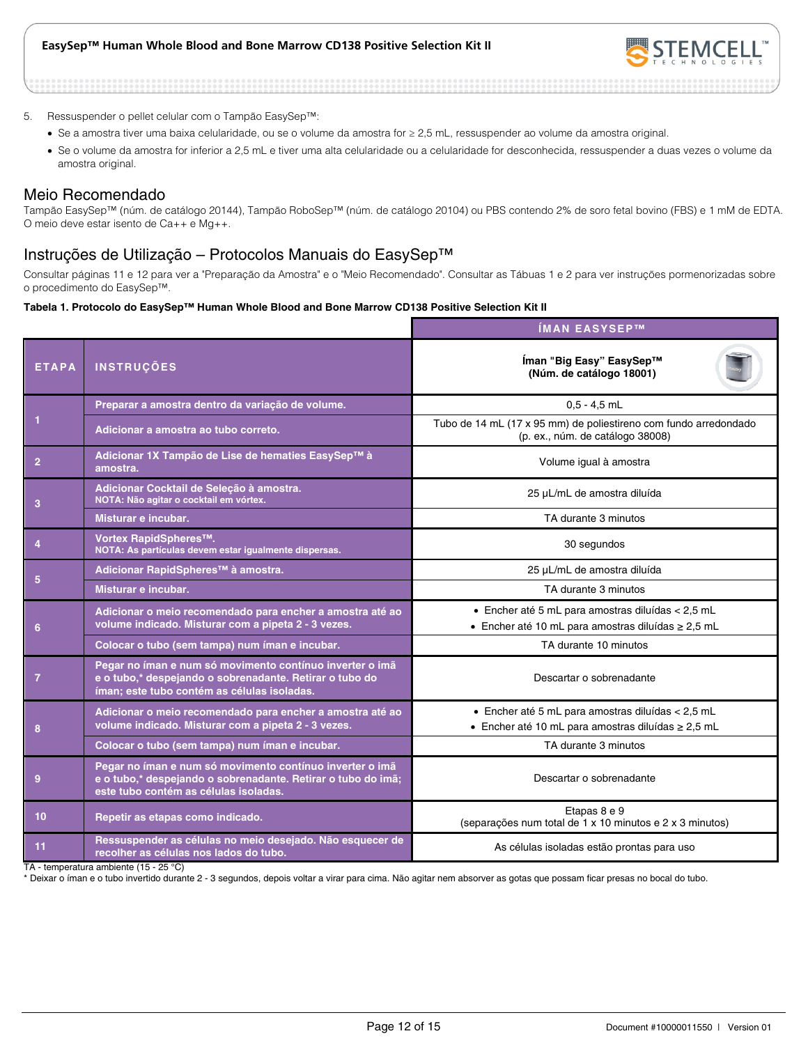5. Ressuspender o pellet celular com o Tampão EasySep™:
   - Se a amostra tiver uma baixa celularidade, ou se o volume da amostra for ≥ 2,5 mL, ressuspender ao volume da amostra original.
   - Se o volume da amostra for inferior a 2,5 mL e tiver uma alta celularidade ou a celularidade for desconhecida, ressuspender a duas vezes o volume da amostra original.

## Meio Recomendado

Tampão EasySep™ (núm. de catálogo 20144), Tampão RoboSep™ (núm. de catálogo 20104) ou PBS contendo 2% de soro fetal bovino (FBS) e 1 mM de EDTA. O meio deve estar isento de Ca++ e Mg++.

## Instruções de Utilização – Protocolos Manuais do EasySep™

Consultar páginas 11 e 12 para ver a "Preparação da Amostra" e o "Meio Recomendado". Consultar as Tábuas 1 e 2 para ver instruções pormenorizadas sobre o procedimento do EasySep™.

**Tabela 1. Protocolo do EasySep™ Human Whole Blood and Bone Marrow CD138 Positive Selection Kit II**

| | | ÍMAN EASYSEP™ |
|---|---|---|
| **ETAPA** | **INSTRUÇÕES** | **Íman "Big Easy" EasySep™ (Núm. de catálogo 18001)** |
| 1 | Preparar a amostra dentro da variação de volume. | 0,5 - 4,5 mL |
| | Adicionar a amostra ao tubo correto. | Tubo de 14 mL (17 x 95 mm) de poliestireno com fundo arredondado (p. ex., núm. de catálogo 38008) |
| 2 | Adicionar 1X Tampão de Lise de hematies EasySep™ à amostra. | Volume igual à amostra |
| 3 | Adicionar Cocktail de Seleção à amostra. NOTA: Não agitar o cocktail em vórtex. | 25 µL/mL de amostra diluída |
| | Misturar e incubar. | TA durante 3 minutos |
| 4 | Vortex RapidSpheres™. NOTA: As partículas devem estar igualmente dispersas. | 30 segundos |
| 5 | Adicionar RapidSpheres™ à amostra. | 25 µL/mL de amostra diluída |
| | Misturar e incubar. | TA durante 3 minutos |
| 6 | Adicionar o meio recomendado para encher a amostra até ao volume indicado. Misturar com a pipeta 2 - 3 vezes. | • Encher até 5 mL para amostras diluídas < 2,5 mL<br>• Encher até 10 mL para amostras diluídas ≥ 2,5 mL |
| | Colocar o tubo (sem tampa) num íman e incubar. | TA durante 10 minutos |
| 7 | Pegar no íman e num só movimento contínuo inverter o imã e o tubo,* despejando o sobrenadante. Retirar o tubo do íman; este tubo contém as células isoladas. | Descartar o sobrenadante |
| 8 | Adicionar o meio recomendado para encher a amostra até ao volume indicado. Misturar com a pipeta 2 - 3 vezes. | • Encher até 5 mL para amostras diluídas < 2,5 mL<br>• Encher até 10 mL para amostras diluídas ≥ 2,5 mL |
| | Colocar o tubo (sem tampa) num íman e incubar. | TA durante 3 minutos |
| 9 | Pegar no íman e num só movimento contínuo inverter o imã e o tubo,* despejando o sobrenadante. Retirar o tubo do imã; este tubo contém as células isoladas. | Descartar o sobrenadante |
| 10 | Repetir as etapas como indicado. | Etapas 8 e 9 (separações num total de 1 x 10 minutos e 2 x 3 minutos) |
| 11 | Ressuspender as células no meio desejado. Não esquecer de recolher as células nos lados do tubo. | As células isoladas estão prontas para uso |

TA - temperatura ambiente (15 - 25 °C)

* Deixar o íman e o tubo invertido durante 2 - 3 segundos, depois voltar a virar para cima. Não agitar nem absorver as gotas que possam ficar presas no bocal do tubo.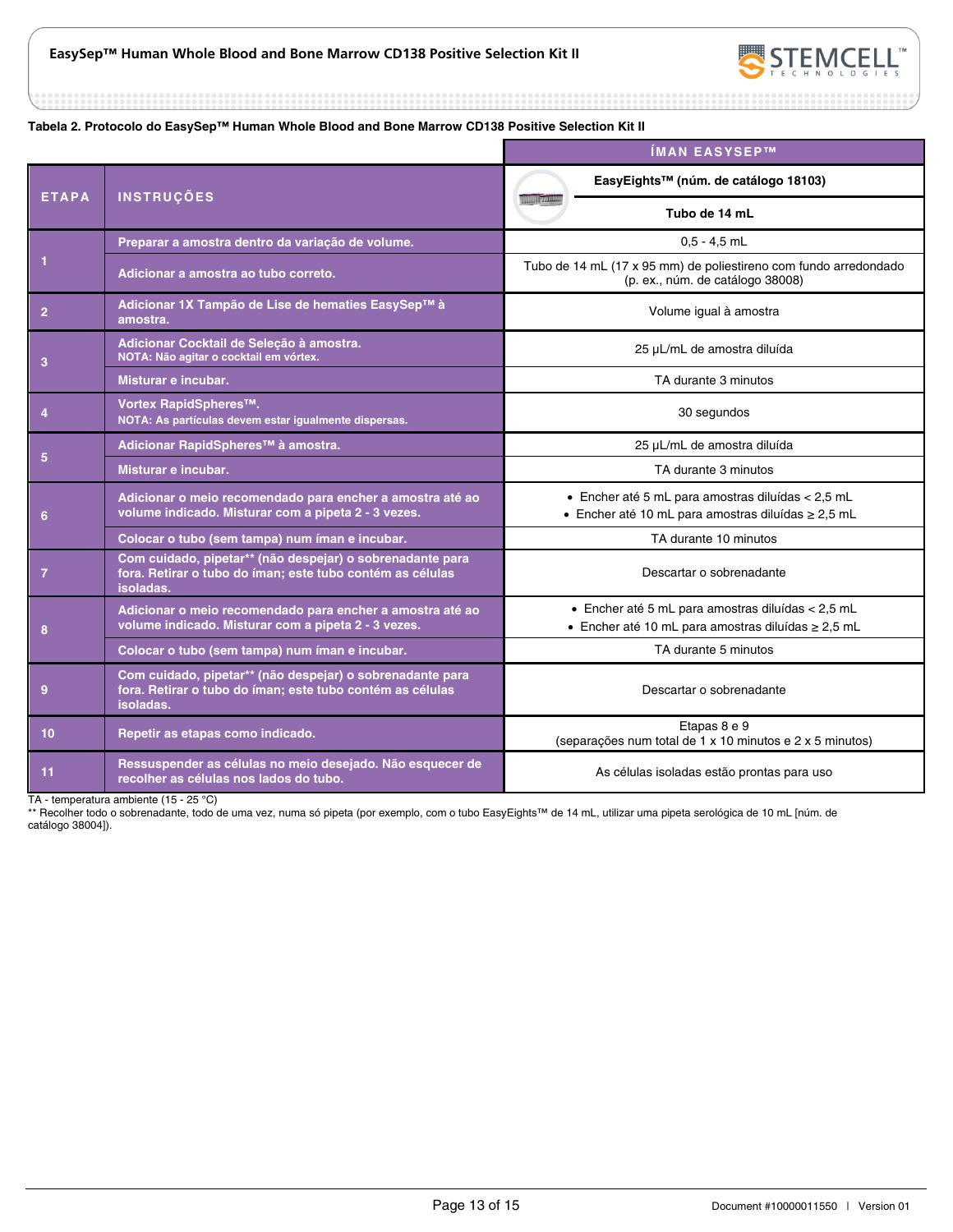**Tabela 2. Protocolo do EasySep™ Human Whole Blood and Bone Marrow CD138 Positive Selection Kit II**

| ETAPA | INSTRUÇÕES | ÍMAN EASYSEP™ EasyEights™ (núm. de catálogo 18103) Tubo de 14 mL |
|---|---|---|
| 1 | Preparar a amostra dentro da variação de volume. | 0,5 - 4,5 mL |
| | Adicionar a amostra ao tubo correto. | Tubo de 14 mL (17 x 95 mm) de poliestireno com fundo arredondado (p. ex., núm. de catálogo 38008) |
| 2 | Adicionar 1X Tampão de Lise de hematies EasySep™ à amostra. | Volume igual à amostra |
| 3 | Adicionar Cocktail de Seleção à amostra. NOTA: Não agitar o cocktail em vórtex. | 25 µL/mL de amostra diluída |
| | Misturar e incubar. | TA durante 3 minutos |
| 4 | Vortex RapidSpheres™. NOTA: As partículas devem estar igualmente dispersas. | 30 segundos |
| 5 | Adicionar RapidSpheres™ à amostra. | 25 µL/mL de amostra diluída |
| | Misturar e incubar. | TA durante 3 minutos |
| 6 | Adicionar o meio recomendado para encher a amostra até ao volume indicado. Misturar com a pipeta 2 - 3 vezes. | • Encher até 5 mL para amostras diluídas < 2,5 mL<br>• Encher até 10 mL para amostras diluídas ≥ 2,5 mL |
| | Colocar o tubo (sem tampa) num íman e incubar. | TA durante 10 minutos |
| 7 | Com cuidado, pipetar** (não despejar) o sobrenadante para fora. Retirar o tubo do íman; este tubo contém as células isoladas. | Descartar o sobrenadante |
| 8 | Adicionar o meio recomendado para encher a amostra até ao volume indicado. Misturar com a pipeta 2 - 3 vezes. | • Encher até 5 mL para amostras diluídas < 2,5 mL<br>• Encher até 10 mL para amostras diluídas ≥ 2,5 mL |
| | Colocar o tubo (sem tampa) num íman e incubar. | TA durante 5 minutos |
| 9 | Com cuidado, pipetar** (não despejar) o sobrenadante para fora. Retirar o tubo do íman; este tubo contém as células isoladas. | Descartar o sobrenadante |
| 10 | Repetir as etapas como indicado. | Etapas 8 e 9<br>(separações num total de 1 x 10 minutos e 2 x 5 minutos) |
| 11 | Ressuspender as células no meio desejado. Não esquecer de recolher as células nos lados do tubo. | As células isoladas estão prontas para uso |

TA - temperatura ambiente (15 - 25 °C)
** Recolher todo o sobrenadante, todo de uma vez, numa só pipeta (por exemplo, com o tubo EasyEights™ de 14 mL, utilizar uma pipeta serológica de 10 mL [núm. de catálogo 38004]).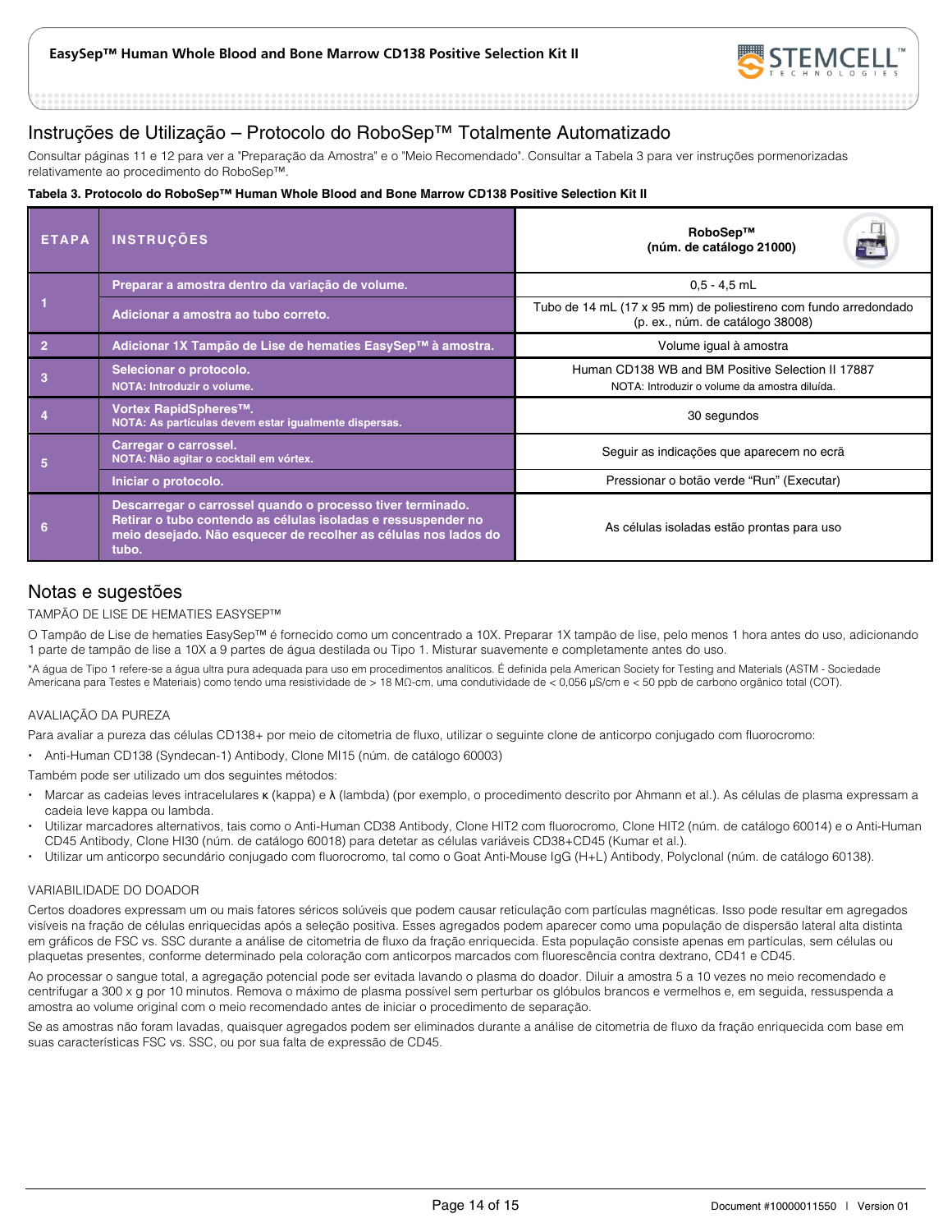## Instruções de Utilização – Protocolo do RoboSep™ Totalmente Automatizado

Consultar páginas 11 e 12 para ver a "Preparação da Amostra" e o "Meio Recomendado". Consultar a Tabela 3 para ver instruções pormenorizadas relativamente ao procedimento do RoboSep™.

**Tabela 3. Protocolo do RoboSep™ Human Whole Blood and Bone Marrow CD138 Positive Selection Kit II**

| ETAPA | INSTRUÇÕES | RoboSep™ (núm. de catálogo 21000) |
|---|---|---|
| 1 | **Preparar a amostra dentro da variação de volume.** | 0,5 - 4,5 mL |
| | **Adicionar a amostra ao tubo correto.** | Tubo de 14 mL (17 x 95 mm) de poliestireno com fundo arredondado (p. ex., núm. de catálogo 38008) |
| 2 | **Adicionar 1X Tampão de Lise de hematies EasySep™ à amostra.** | Volume igual à amostra |
| 3 | **Selecionar o protocolo.** NOTA: Introduzir o volume. | Human CD138 WB and BM Positive Selection II 17887 NOTA: Introduzir o volume da amostra diluída. |
| 4 | **Vortex RapidSpheres™.** NOTA: As partículas devem estar igualmente dispersas. | 30 segundos |
| 5 | **Carregar o carrossel.** NOTA: Não agitar o cocktail em vórtex. | Seguir as indicações que aparecem no ecrã |
| | **Iniciar o protocolo.** | Pressionar o botão verde "Run" (Executar) |
| 6 | **Descarregar o carrossel quando o processo tiver terminado. Retirar o tubo contendo as células isoladas e ressuspender no meio desejado. Não esquecer de recolher as células nos lados do tubo.** | As células isoladas estão prontas para uso |

## Notas e sugestões

### TAMPÃO DE LISE DE HEMATIES EASYSEP™

O Tampão de Lise de hematies EasySep™ é fornecido como um concentrado a 10X. Preparar 1X tampão de lise, pelo menos 1 hora antes do uso, adicionando 1 parte de tampão de lise a 10X a 9 partes de água destilada ou Tipo 1. Misturar suavemente e completamente antes do uso.

*A água de Tipo 1 refere-se a água ultra pura adequada para uso em procedimentos analíticos. É definida pela American Society for Testing and Materials (ASTM - Sociedade Americana para Testes e Materiais) como tendo uma resistividade de > 18 MΩ-cm, uma condutividade de < 0,056 µS/cm e < 50 ppb de carbono orgânico total (COT).

### AVALIAÇÃO DA PUREZA

Para avaliar a pureza das células CD138+ por meio de citometria de fluxo, utilizar o seguinte clone de anticorpo conjugado com fluorocromo:

- Anti-Human CD138 (Syndecan-1) Antibody, Clone MI15 (núm. de catálogo 60003)

Também pode ser utilizado um dos seguintes métodos:

- Marcar as cadeias leves intracelulares κ (kappa) e λ (lambda) (por exemplo, o procedimento descrito por Ahmann et al.). As células de plasma expressam a cadeia leve kappa ou lambda.
- Utilizar marcadores alternativos, tais como o Anti-Human CD38 Antibody, Clone HIT2 com fluorocromo, Clone HIT2 (núm. de catálogo 60014) e o Anti-Human CD45 Antibody, Clone HI30 (núm. de catálogo 60018) para detetar as células variáveis CD38+CD45 (Kumar et al.).
- Utilizar um anticorpo secundário conjugado com fluorocromo, tal como o Goat Anti-Mouse IgG (H+L) Antibody, Polyclonal (núm. de catálogo 60138).

### VARIABILIDADE DO DOADOR

Certos doadores expressam um ou mais fatores séricos solúveis que podem causar reticulação com partículas magnéticas. Isso pode resultar em agregados visíveis na fração de células enriquecidas após a seleção positiva. Esses agregados podem aparecer como uma população de dispersão lateral alta distinta em gráficos de FSC vs. SSC durante a análise de citometria de fluxo da fração enriquecida. Esta população consiste apenas em partículas, sem células ou plaquetas presentes, conforme determinado pela coloração com anticorpos marcados com fluorescência contra dextrano, CD41 e CD45.

Ao processar o sangue total, a agregação potencial pode ser evitada lavando o plasma do doador. Diluir a amostra 5 a 10 vezes no meio recomendado e centrifugar a 300 x g por 10 minutos. Remova o máximo de plasma possível sem perturbar os glóbulos brancos e vermelhos e, em seguida, ressuspenda a amostra ao volume original com o meio recomendado antes de iniciar o procedimento de separação.

Se as amostras não foram lavadas, quaisquer agregados podem ser eliminados durante a análise de citometria de fluxo da fração enriquecida com base em suas características FSC vs. SSC, ou por sua falta de expressão de CD45.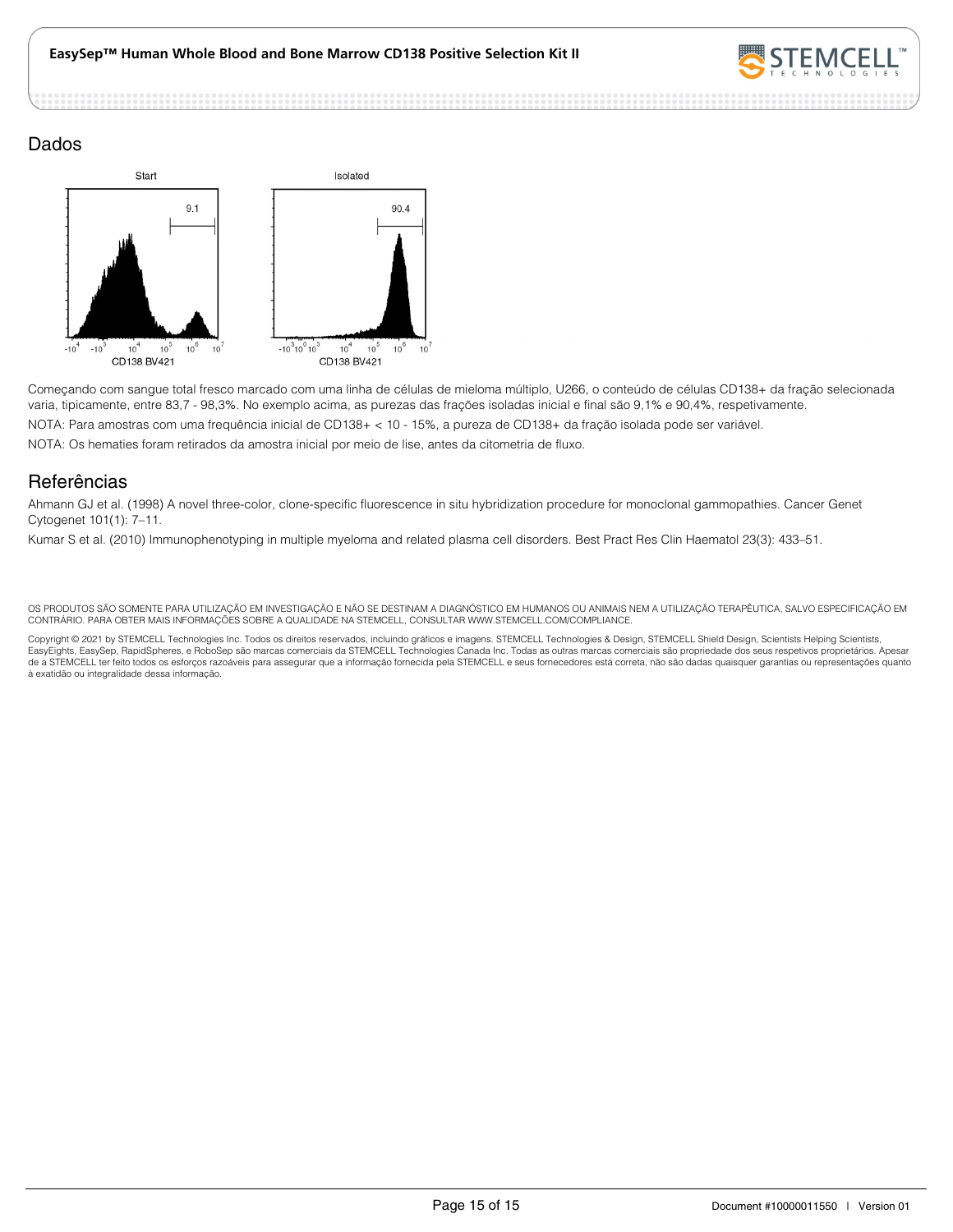## Dados

Start

9.1

$-10^4$ $-10^3$ $10^4$ $10^5$ $10^6$ $10^7$

CD138 BV421

Isolated

90.4

$-10^3$ $10^0$ $10^3$ $10^4$ $10^5$ $10^6$ $10^7$

CD138 BV421

Começando com sangue total fresco marcado com uma linha de células de mieloma múltiplo, U266, o conteúdo de células CD138+ da fração selecionada varia, tipicamente, entre 83,7 - 98,3%. No exemplo acima, as purezas das frações isoladas inicial e final são 9,1% e 90,4%, respetivamente.

NOTA: Para amostras com uma frequência inicial de CD138+ < 10 - 15%, a pureza de CD138+ da fração isolada pode ser variável.

NOTA: Os hematies foram retirados da amostra inicial por meio de lise, antes da citometria de fluxo.

## Referências

Ahmann GJ et al. (1998) A novel three-color, clone-specific fluorescence in situ hybridization procedure for monoclonal gammopathies. Cancer Genet Cytogenet 101(1): 7–11.

Kumar S et al. (2010) Immunophenotyping in multiple myeloma and related plasma cell disorders. Best Pract Res Clin Haematol 23(3): 433–51.

OS PRODUTOS SÃO SOMENTE PARA UTILIZAÇÃO EM INVESTIGAÇÃO E NÃO SE DESTINAM A DIAGNÓSTICO EM HUMANOS OU ANIMAIS NEM A UTILIZAÇÃO TERAPÊUTICA, SALVO ESPECIFICAÇÃO EM CONTRÁRIO. PARA OBTER MAIS INFORMAÇÕES SOBRE A QUALIDADE NA STEMCELL, CONSULTAR WWW.STEMCELL.COM/COMPLIANCE.

Copyright © 2021 by STEMCELL Technologies Inc. Todos os direitos reservados, incluindo gráficos e imagens. STEMCELL Technologies & Design, STEMCELL Shield Design, Scientists Helping Scientists, EasyEights, EasySep, RapidSpheres, e RoboSep são marcas comerciais da STEMCELL Technologies Canada Inc. Todas as outras marcas comerciais são propriedade dos seus respetivos proprietários. Apesar de a STEMCELL ter feito todos os esforços razoáveis para assegurar que a informação fornecida pela STEMCELL e seus fornecedores está correta, não são dadas quaisquer garantias ou representações quanto à exatidão ou integralidade dessa informação.